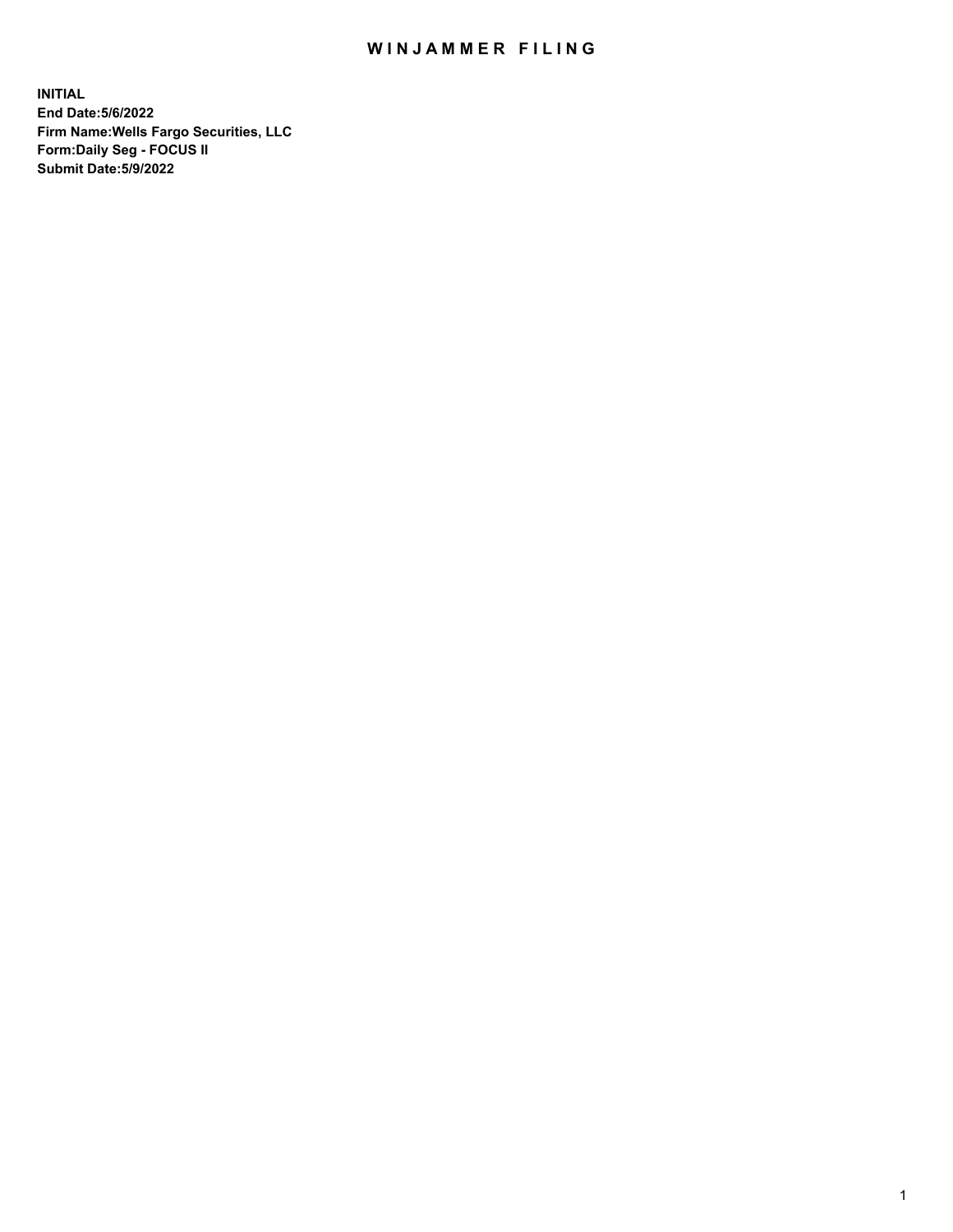# WINJAMMER FILING

**INITIAL**
**End Date:5/6/2022**
**Firm Name:Wells Fargo Securities, LLC**
**Form:Daily Seg - FOCUS II**
**Submit Date:5/9/2022**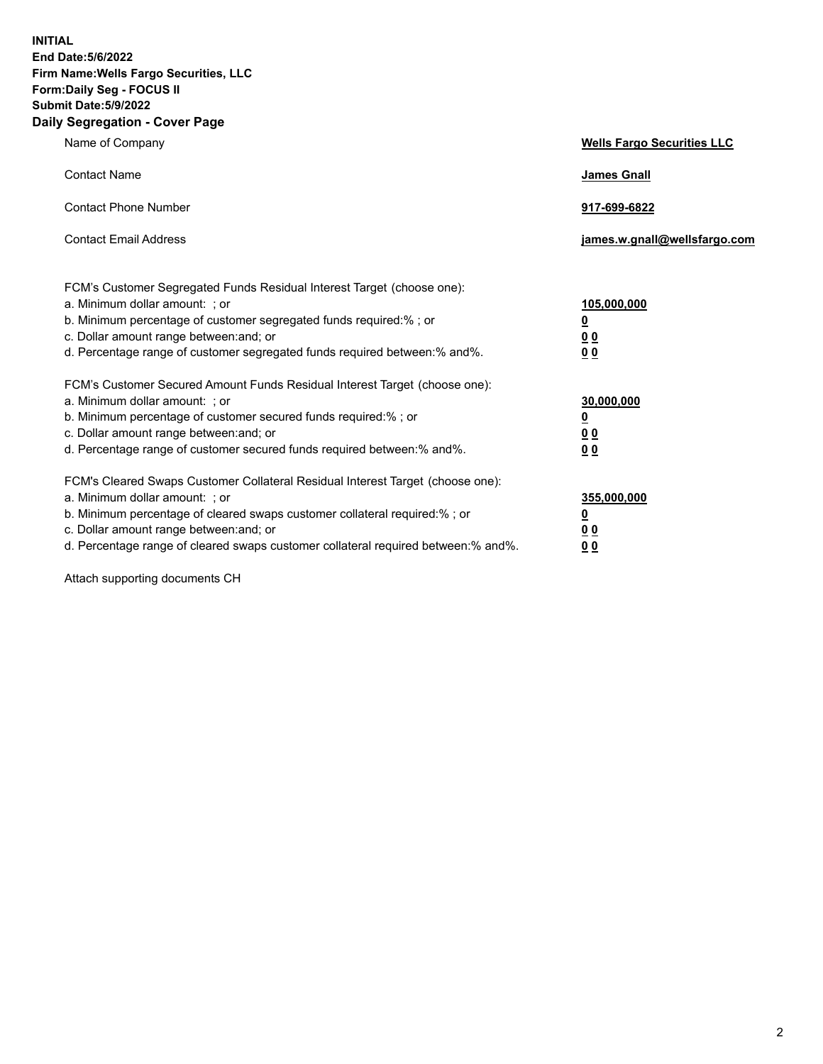**INITIAL**
**End Date:5/6/2022**
**Firm Name:Wells Fargo Securities, LLC**
**Form:Daily Seg - FOCUS II**
**Submit Date:5/9/2022**

## Daily Segregation - Cover Page

| | |
|---|---|
| Name of Company | **Wells Fargo Securities LLC** |
| Contact Name | **James Gnall** |
| Contact Phone Number | **917-699-6822** |
| Contact Email Address | **james.w.gnall@wellsfargo.com** |

FCM's Customer Segregated Funds Residual Interest Target (choose one):

| | |
|---|---|
| a. Minimum dollar amount: ; or | **105,000,000** |
| b. Minimum percentage of customer segregated funds required:% ; or | **0** |
| c. Dollar amount range between:and; or | **0 0** |
| d. Percentage range of customer segregated funds required between:% and%. | **0 0** |

FCM's Customer Secured Amount Funds Residual Interest Target (choose one):

| | |
|---|---|
| a. Minimum dollar amount: ; or | **30,000,000** |
| b. Minimum percentage of customer secured funds required:% ; or | **0** |
| c. Dollar amount range between:and; or | **0 0** |
| d. Percentage range of customer secured funds required between:% and%. | **0 0** |

FCM's Cleared Swaps Customer Collateral Residual Interest Target (choose one):

| | |
|---|---|
| a. Minimum dollar amount: ; or | **355,000,000** |
| b. Minimum percentage of cleared swaps customer collateral required:% ; or | **0** |
| c. Dollar amount range between:and; or | **0 0** |
| d. Percentage range of cleared swaps customer collateral required between:% and%. | **0 0** |

Attach supporting documents CH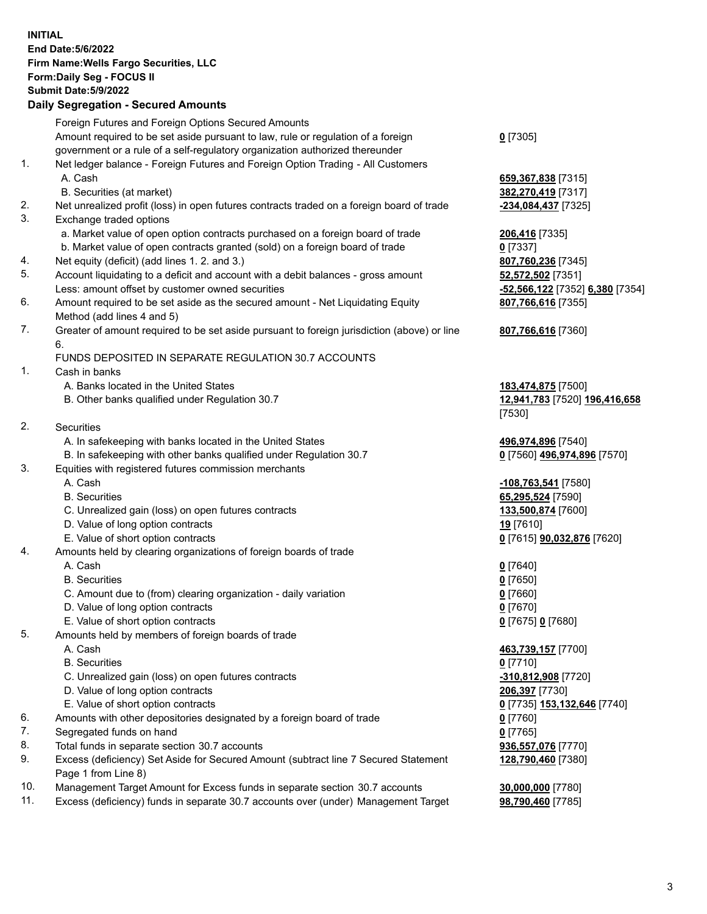**INITIAL**
**End Date:5/6/2022**
**Firm Name:Wells Fargo Securities, LLC**
**Form:Daily Seg - FOCUS II**
**Submit Date:5/9/2022**

**Daily Segregation - Secured Amounts**

| | | |
|---|---|---|
| | Foreign Futures and Foreign Options Secured Amounts | |
| | Amount required to be set aside pursuant to law, rule or regulation of a foreign government or a rule of a self-regulatory organization authorized thereunder | **0** [7305] |
| 1. | Net ledger balance - Foreign Futures and Foreign Option Trading - All Customers | |
| | A. Cash | **659,367,838** [7315] |
| | B. Securities (at market) | **382,270,419** [7317] |
| 2. | Net unrealized profit (loss) in open futures contracts traded on a foreign board of trade | **-234,084,437** [7325] |
| 3. | Exchange traded options | |
| | a. Market value of open option contracts purchased on a foreign board of trade | **206,416** [7335] |
| | b. Market value of open contracts granted (sold) on a foreign board of trade | **0** [7337] |
| 4. | Net equity (deficit) (add lines 1. 2. and 3.) | **807,760,236** [7345] |
| 5. | Account liquidating to a deficit and account with a debit balances - gross amount | **52,572,502** [7351] |
| | Less: amount offset by customer owned securities | **-52,566,122** [7352] **6,380** [7354] |
| 6. | Amount required to be set aside as the secured amount - Net Liquidating Equity Method (add lines 4 and 5) | **807,766,616** [7355] |
| 7. | Greater of amount required to be set aside pursuant to foreign jurisdiction (above) or line 6. | **807,766,616** [7360] |
| | FUNDS DEPOSITED IN SEPARATE REGULATION 30.7 ACCOUNTS | |
| 1. | Cash in banks | |
| | A. Banks located in the United States | **183,474,875** [7500] |
| | B. Other banks qualified under Regulation 30.7 | **12,941,783** [7520] **196,416,658** [7530] |
| 2. | Securities | |
| | A. In safekeeping with banks located in the United States | **496,974,896** [7540] |
| | B. In safekeeping with other banks qualified under Regulation 30.7 | **0** [7560] **496,974,896** [7570] |
| 3. | Equities with registered futures commission merchants | |
| | A. Cash | **-108,763,541** [7580] |
| | B. Securities | **65,295,524** [7590] |
| | C. Unrealized gain (loss) on open futures contracts | **133,500,874** [7600] |
| | D. Value of long option contracts | **19** [7610] |
| | E. Value of short option contracts | **0** [7615] **90,032,876** [7620] |
| 4. | Amounts held by clearing organizations of foreign boards of trade | |
| | A. Cash | **0** [7640] |
| | B. Securities | **0** [7650] |
| | C. Amount due to (from) clearing organization - daily variation | **0** [7660] |
| | D. Value of long option contracts | **0** [7670] |
| | E. Value of short option contracts | **0** [7675] **0** [7680] |
| 5. | Amounts held by members of foreign boards of trade | |
| | A. Cash | **463,739,157** [7700] |
| | B. Securities | **0** [7710] |
| | C. Unrealized gain (loss) on open futures contracts | **-310,812,908** [7720] |
| | D. Value of long option contracts | **206,397** [7730] |
| | E. Value of short option contracts | **0** [7735] **153,132,646** [7740] |
| 6. | Amounts with other depositories designated by a foreign board of trade | **0** [7760] |
| 7. | Segregated funds on hand | **0** [7765] |
| 8. | Total funds in separate section 30.7 accounts | **936,557,076** [7770] |
| 9. | Excess (deficiency) Set Aside for Secured Amount (subtract line 7 Secured Statement Page 1 from Line 8) | **128,790,460** [7380] |
| 10. | Management Target Amount for Excess funds in separate section 30.7 accounts | **30,000,000** [7780] |
| 11. | Excess (deficiency) funds in separate 30.7 accounts over (under) Management Target | **98,790,460** [7785] |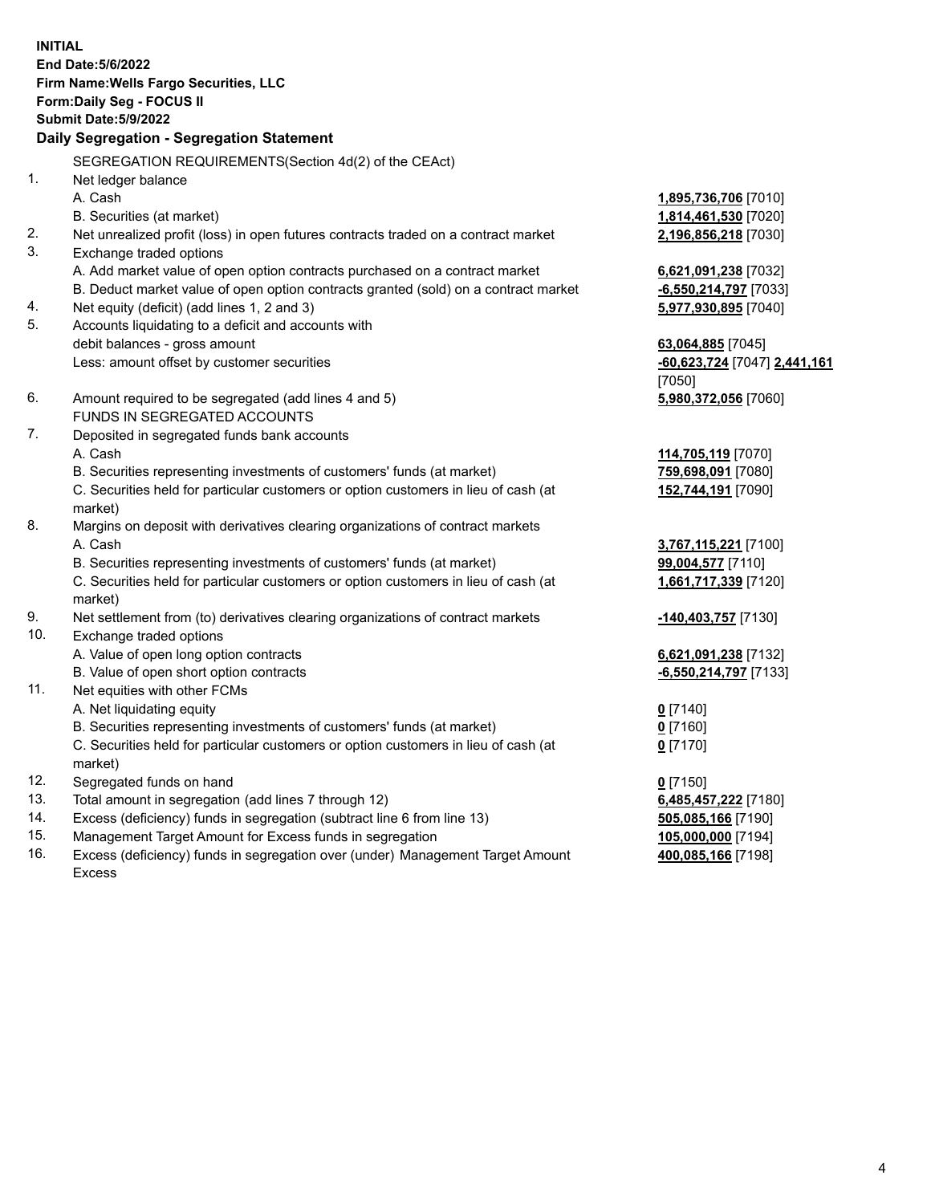**INITIAL**
**End Date:5/6/2022**
**Firm Name:Wells Fargo Securities, LLC**
**Form:Daily Seg - FOCUS II**
**Submit Date:5/9/2022**

**Daily Segregation - Segregation Statement**

| | | |
|---|---|---|
| | SEGREGATION REQUIREMENTS(Section 4d(2) of the CEAct) | |
| 1. | Net ledger balance | |
| | A. Cash | **1,895,736,706** [7010] |
| | B. Securities (at market) | **1,814,461,530** [7020] |
| 2. | Net unrealized profit (loss) in open futures contracts traded on a contract market | **2,196,856,218** [7030] |
| 3. | Exchange traded options | |
| | A. Add market value of open option contracts purchased on a contract market | **6,621,091,238** [7032] |
| | B. Deduct market value of open option contracts granted (sold) on a contract market | **-6,550,214,797** [7033] |
| 4. | Net equity (deficit) (add lines 1, 2 and 3) | **5,977,930,895** [7040] |
| 5. | Accounts liquidating to a deficit and accounts with debit balances - gross amount | **63,064,885** [7045] |
| | Less: amount offset by customer securities | **-60,623,724** [7047] **2,441,161** [7050] |
| 6. | Amount required to be segregated (add lines 4 and 5) | **5,980,372,056** [7060] |
| | FUNDS IN SEGREGATED ACCOUNTS | |
| 7. | Deposited in segregated funds bank accounts | |
| | A. Cash | **114,705,119** [7070] |
| | B. Securities representing investments of customers' funds (at market) | **759,698,091** [7080] |
| | C. Securities held for particular customers or option customers in lieu of cash (at market) | **152,744,191** [7090] |
| 8. | Margins on deposit with derivatives clearing organizations of contract markets | |
| | A. Cash | **3,767,115,221** [7100] |
| | B. Securities representing investments of customers' funds (at market) | **99,004,577** [7110] |
| | C. Securities held for particular customers or option customers in lieu of cash (at market) | **1,661,717,339** [7120] |
| 9. | Net settlement from (to) derivatives clearing organizations of contract markets | **-140,403,757** [7130] |
| 10. | Exchange traded options | |
| | A. Value of open long option contracts | **6,621,091,238** [7132] |
| | B. Value of open short option contracts | **-6,550,214,797** [7133] |
| 11. | Net equities with other FCMs | |
| | A. Net liquidating equity | **0** [7140] |
| | B. Securities representing investments of customers' funds (at market) | **0** [7160] |
| | C. Securities held for particular customers or option customers in lieu of cash (at market) | **0** [7170] |
| 12. | Segregated funds on hand | **0** [7150] |
| 13. | Total amount in segregation (add lines 7 through 12) | **6,485,457,222** [7180] |
| 14. | Excess (deficiency) funds in segregation (subtract line 6 from line 13) | **505,085,166** [7190] |
| 15. | Management Target Amount for Excess funds in segregation | **105,000,000** [7194] |
| 16. | Excess (deficiency) funds in segregation over (under) Management Target Amount Excess | **400,085,166** [7198] |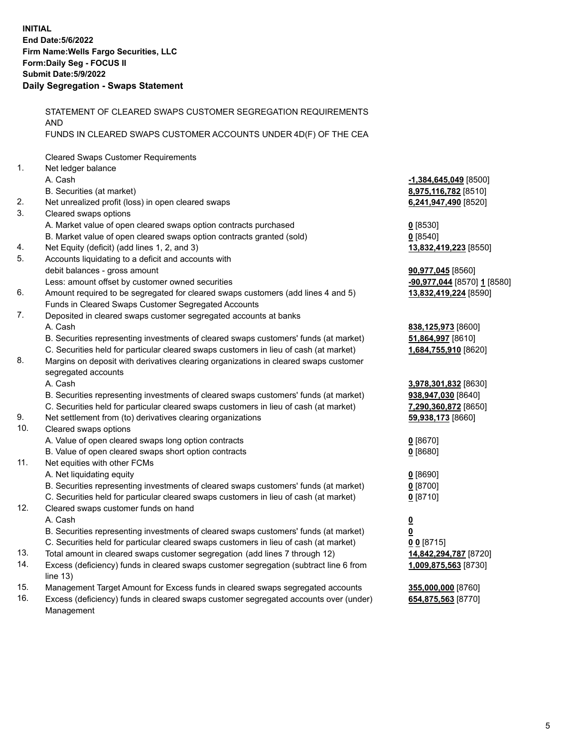**INITIAL**
**End Date:5/6/2022**
**Firm Name:Wells Fargo Securities, LLC**
**Form:Daily Seg - FOCUS II**
**Submit Date:5/9/2022**
**Daily Segregation - Swaps Statement**

STATEMENT OF CLEARED SWAPS CUSTOMER SEGREGATION REQUIREMENTS AND FUNDS IN CLEARED SWAPS CUSTOMER ACCOUNTS UNDER 4D(F) OF THE CEA

| | | |
|---|---|---|
| | Cleared Swaps Customer Requirements | |
| 1. | Net ledger balance | |
| | A. Cash | **-1,384,645,049** [8500] |
| | B. Securities (at market) | **8,975,116,782** [8510] |
| 2. | Net unrealized profit (loss) in open cleared swaps | **6,241,947,490** [8520] |
| 3. | Cleared swaps options | |
| | A. Market value of open cleared swaps option contracts purchased | **0** [8530] |
| | B. Market value of open cleared swaps option contracts granted (sold) | **0** [8540] |
| 4. | Net Equity (deficit) (add lines 1, 2, and 3) | **13,832,419,223** [8550] |
| 5. | Accounts liquidating to a deficit and accounts with debit balances - gross amount | **90,977,045** [8560] |
| | Less: amount offset by customer owned securities | **-90,977,044** [8570] **1** [8580] |
| 6. | Amount required to be segregated for cleared swaps customers (add lines 4 and 5) | **13,832,419,224** [8590] |
| | Funds in Cleared Swaps Customer Segregated Accounts | |
| 7. | Deposited in cleared swaps customer segregated accounts at banks | |
| | A. Cash | **838,125,973** [8600] |
| | B. Securities representing investments of cleared swaps customers' funds (at market) | **51,864,997** [8610] |
| | C. Securities held for particular cleared swaps customers in lieu of cash (at market) | **1,684,755,910** [8620] |
| 8. | Margins on deposit with derivatives clearing organizations in cleared swaps customer segregated accounts | |
| | A. Cash | **3,978,301,832** [8630] |
| | B. Securities representing investments of cleared swaps customers' funds (at market) | **938,947,030** [8640] |
| | C. Securities held for particular cleared swaps customers in lieu of cash (at market) | **7,290,360,872** [8650] |
| 9. | Net settlement from (to) derivatives clearing organizations | **59,938,173** [8660] |
| 10. | Cleared swaps options | |
| | A. Value of open cleared swaps long option contracts | **0** [8670] |
| | B. Value of open cleared swaps short option contracts | **0** [8680] |
| 11. | Net equities with other FCMs | |
| | A. Net liquidating equity | **0** [8690] |
| | B. Securities representing investments of cleared swaps customers' funds (at market) | **0** [8700] |
| | C. Securities held for particular cleared swaps customers in lieu of cash (at market) | **0** [8710] |
| 12. | Cleared swaps customer funds on hand | |
| | A. Cash | **0** |
| | B. Securities representing investments of cleared swaps customers' funds (at market) | **0** |
| | C. Securities held for particular cleared swaps customers in lieu of cash (at market) | **0** **0** [8715] |
| 13. | Total amount in cleared swaps customer segregation (add lines 7 through 12) | **14,842,294,787** [8720] |
| 14. | Excess (deficiency) funds in cleared swaps customer segregation (subtract line 6 from line 13) | **1,009,875,563** [8730] |
| 15. | Management Target Amount for Excess funds in cleared swaps segregated accounts | **355,000,000** [8760] |
| 16. | Excess (deficiency) funds in cleared swaps customer segregated accounts over (under) Management | **654,875,563** [8770] |